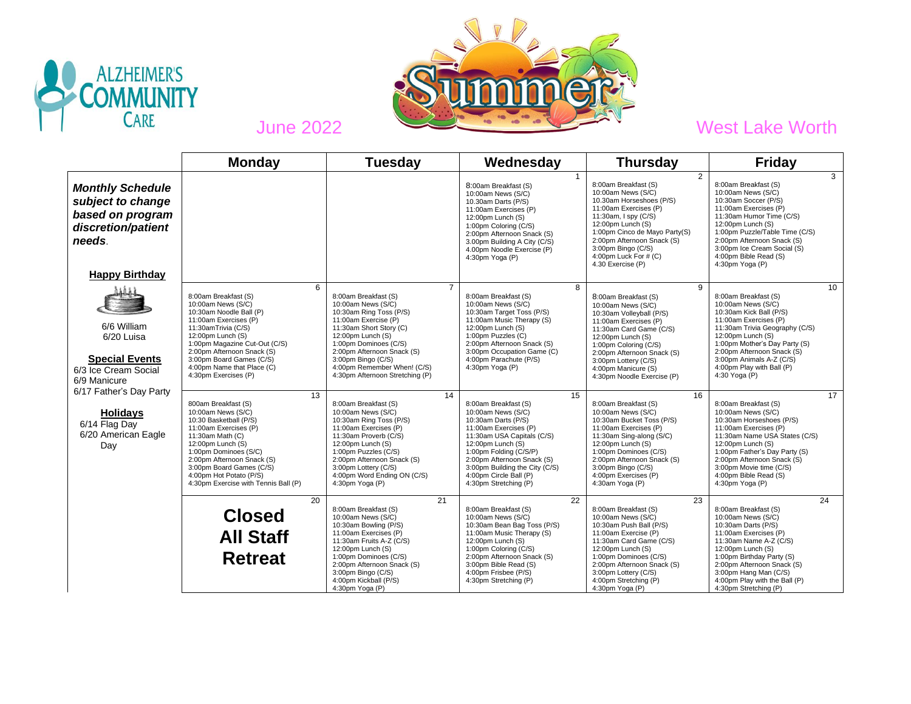ALZHEIMER'S COMMUNITY CARE

June 2022 — Summer — West Lake Worth

***Monthly Schedule subject to change based on program discretion/patient needs.***

**Happy Birthday**

6/6 William
6/20 Luisa

**Special Events**

6/3 Ice Cream Social
6/9 Manicure
6/17 Father's Day Party

**Holidays**

6/14 Flag Day
6/20 American Eagle Day

| Monday | Tuesday | Wednesday | Thursday | Friday |
|---|---|---|---|---|
| | | 1<br>8:00am Breakfast (S)<br>10:00am News (S/C)<br>10.30am Darts (P/S)<br>11:00am Exercises (P)<br>12:00pm Lunch (S)<br>1:00pm Coloring (C/S)<br>2:00pm Afternoon Snack (S)<br>3.00pm Building A City (C/S)<br>4.00pm Noodle Exercise (P)<br>4:30pm Yoga (P) | 2<br>8:00am Breakfast (S)<br>10:00am News (S/C)<br>10.30am Horseshoes (P/S)<br>11:00am Exercises (P)<br>11:30am, I spy (C/S)<br>12:00pm Lunch (S)<br>1:00pm Cinco de Mayo Party(S)<br>2:00pm Afternoon Snack (S)<br>3:00pm Bingo (C/S)<br>4:00pm Luck For # (C)<br>4.30 Exercise (P) | 3<br>8:00am Breakfast (S)<br>10:00am News (S/C)<br>10:30am Soccer (P/S)<br>11:00am Exercises (P)<br>11:30am Humor Time (C/S)<br>12:00pm Lunch (S)<br>1:00pm Puzzle/Table Time (C/S)<br>2:00pm Afternoon Snack (S)<br>3:00pm Ice Cream Social (S)<br>4:00pm Bible Read (S)<br>4:30pm Yoga (P) |
| 6<br>8:00am Breakfast (S)<br>10:00am News (S/C)<br>10:30am Noodle Ball (P)<br>11:00am Exercises (P)<br>11:30amTrivia (C/S)<br>12:00pm Lunch (S)<br>1:00pm Magazine Cut-Out (C/S)<br>2:00pm Afternoon Snack (S)<br>3:00pm Board Games (C/S)<br>4:00pm Name that Place (C)<br>4:30pm Exercises (P) | 7<br>8:00am Breakfast (S)<br>10:00am News (S/C)<br>10:30am Ring Toss (P/S)<br>11:00am Exercise (P)<br>11:30pm Short Story (C)<br>12:00pm Lunch (S)<br>1:00pm Dominoes (C/S)<br>2:00pm Afternoon Snack (S)<br>3:00pm Bingo (C/S)<br>4:00pm Remember When! (C/S)<br>4:30pm Afternoon Stretching (P) | 8<br>8:00am Breakfast (S)<br>10:00am News (S/C)<br>10:30am Target Toss (P/S)<br>11:00am Music Therapy (S)<br>12:00pm Lunch (S)<br>1:00pm Puzzles (C)<br>2:00pm Afternoon Snack (S)<br>3:00pm Occupation Game (C)<br>4:00pm Parachute (P/S)<br>4:30pm Yoga (P) | 9<br>8:00am Breakfast (S)<br>10:00am News (S/C)<br>10:30am Volleyball (P/S)<br>11:00am Exercises (P)<br>11:30am Card Game (C/S)<br>12:00pm Lunch (S)<br>1:00pm Coloring (C/S)<br>2:00pm Afternoon Snack (S)<br>3:00pm Lottery (C/S)<br>4:00pm Manicure (S)<br>4:30pm Noodle Exercise (P) | 10<br>8:00am Breakfast (S)<br>10:00am News (S/C)<br>10:30am Kick Ball (P/S)<br>11:00am Exercises (P)<br>11:30am Trivia Geography (C/S)<br>12:00pm Lunch (S)<br>1:00pm Mother's Day Party (S)<br>2:00pm Afternoon Snack (S)<br>3:00pm Animals A-Z (C/S)<br>4:00pm Play with Ball (P)<br>4:30 Yoga (P) |
| 13<br>800am Breakfast (S)<br>10:00am News (S/C)<br>10:30 Basketball (P/S)<br>11:00am Exercises (P)<br>11:30am Math (C)<br>12:00pm Lunch (S)<br>1:00pm Dominoes (S/C)<br>2:00pm Afternoon Snack (S)<br>3:00pm Board Games (C/S)<br>4:00pm Hot Potato (P/S)<br>4:30pm Exercise with Tennis Ball (P) | 14<br>8:00am Breakfast (S)<br>10:00am News (S/C)<br>10:30am Ring Toss (P/S)<br>11:00am Exercises (P)<br>11:30am Proverb (C/S)<br>12:00pm Lunch (S)<br>1:00pm Puzzles (C/S)<br>2:00pm Afternoon Snack (S)<br>3:00pm Lottery (C/S)<br>4:00pm Word Ending ON (C/S)<br>4:30pm Yoga (P) | 15<br>8:00am Breakfast (S)<br>10:00am News (S/C)<br>10:30am Darts (P/S)<br>11:00am Exercises (P)<br>11:30am USA Capitals (C/S)<br>12:00pm Lunch (S)<br>1:00pm Folding (C/S/P)<br>2:00pm Afternoon Snack (S)<br>3:00pm Building the City (C/S)<br>4:00pm Circle Ball (P)<br>4:30pm Stretching (P) | 16<br>8:00am Breakfast (S)<br>10:00am News (S/C)<br>10:30am Bucket Toss (P/S)<br>11:00am Exercises (P)<br>11:30am Sing-along (S/C)<br>12:00pm Lunch (S)<br>1:00pm Dominoes (C/S)<br>2:00pm Afternoon Snack (S)<br>3:00pm Bingo (C/S)<br>4:00pm Exercises (P)<br>4:30am Yoga (P) | 17<br>8:00am Breakfast (S)<br>10:00am News (S/C)<br>10:30am Horseshoes (P/S)<br>11:00am Exercises (P)<br>11:30am Name USA States (C/S)<br>12:00pm Lunch (S)<br>1:00pm Father's Day Party (S)<br>2:00pm Afternoon Snack (S)<br>3:00pm Movie time (C/S)<br>4:00pm Bible Read (S)<br>4:30pm Yoga (P) |
| 20<br>**Closed All Staff Retreat** | 21<br>8:00am Breakfast (S)<br>10:00am News (S/C)<br>10:30am Bowling (P/S)<br>11:00am Exercises (P)<br>11:30am Fruits A-Z (C/S)<br>12:00pm Lunch (S)<br>1:00pm Dominoes (C/S)<br>2:00pm Afternoon Snack (S)<br>3:00pm Bingo (C/S)<br>4:00pm Kickball (P/S)<br>4:30pm Yoga (P) | 22<br>8:00am Breakfast (S)<br>10:00am News (S/C)<br>10:30am Bean Bag Toss (P/S)<br>11:00am Music Therapy (S)<br>12:00pm Lunch (S)<br>1:00pm Coloring (C/S)<br>2:00pm Afternoon Snack (S)<br>3:00pm Bible Read (S)<br>4:00pm Frisbee (P/S)<br>4:30pm Stretching (P) | 23<br>8:00am Breakfast (S)<br>10:00am News (S/C)<br>10:30am Push Ball (P/S)<br>11:00am Exercise (P)<br>11:30am Card Game (C/S)<br>12:00pm Lunch (S)<br>1:00pm Dominoes (C/S)<br>2:00pm Afternoon Snack (S)<br>3:00pm Lottery (C/S)<br>4:00pm Stretching (P)<br>4:30pm Yoga (P) | 24<br>8:00am Breakfast (S)<br>10:00am News (S/C)<br>10:30am Darts (P/S)<br>11:00am Exercises (P)<br>11:30am Name A-Z (C/S)<br>12:00pm Lunch (S)<br>1:00pm Birthday Party (S)<br>2:00pm Afternoon Snack (S)<br>3:00pm Hang Man (C/S)<br>4:00pm Play with the Ball (P)<br>4:30pm Stretching (P) |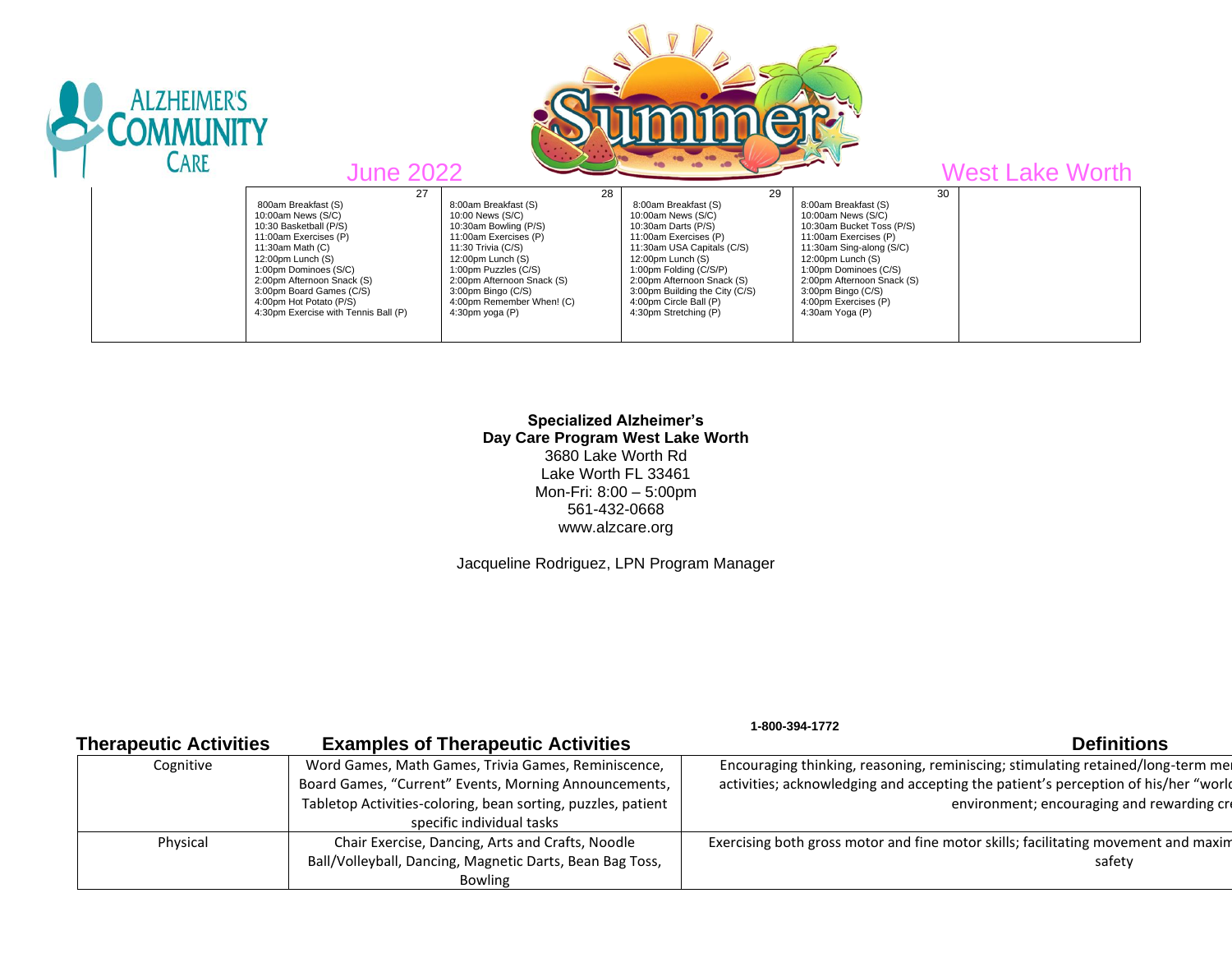June 2022 — West Lake Worth

| | 27 | 28 | 29 | 30 | |
|---|---|---|---|---|---|
| | 800am Breakfast (S)<br>10:00am News (S/C)<br>10:30 Basketball (P/S)<br>11:00am Exercises (P)<br>11:30am Math (C)<br>12:00pm Lunch (S)<br>1:00pm Dominoes (S/C)<br>2:00pm Afternoon Snack (S)<br>3:00pm Board Games (C/S)<br>4:00pm Hot Potato (P/S)<br>4:30pm Exercise with Tennis Ball (P) | 8:00am Breakfast (S)<br>10:00 News (S/C)<br>10:30am Bowling (P/S)<br>11:00am Exercises (P)<br>11:30 Trivia (C/S)<br>12:00pm Lunch (S)<br>1:00pm Puzzles (C/S)<br>2:00pm Afternoon Snack (S)<br>3:00pm Bingo (C/S)<br>4:00pm Remember When! (C)<br>4:30pm yoga (P) | 8:00am Breakfast (S)<br>10:00am News (S/C)<br>10:30am Darts (P/S)<br>11:00am Exercises (P)<br>11:30am USA Capitals (C/S)<br>12:00pm Lunch (S)<br>1:00pm Folding (C/S/P)<br>2:00pm Afternoon Snack (S)<br>3:00pm Building the City (C/S)<br>4:00pm Circle Ball (P)<br>4:30pm Stretching (P) | 8:00am Breakfast (S)<br>10:00am News (S/C)<br>10:30am Bucket Toss (P/S)<br>11:00am Exercises (P)<br>11:30am Sing-along (S/C)<br>12:00pm Lunch (S)<br>1:00pm Dominoes (C/S)<br>2:00pm Afternoon Snack (S)<br>3:00pm Bingo (C/S)<br>4:00pm Exercises (P)<br>4:30am Yoga (P) | |

**Specialized Alzheimer's**
**Day Care Program West Lake Worth**
3680 Lake Worth Rd
Lake Worth FL 33461
Mon-Fri: 8:00 – 5:00pm
561-432-0668
www.alzcare.org

Jacqueline Rodriguez, LPN Program Manager

**1-800-394-1772**

| Therapeutic Activities | Examples of Therapeutic Activities | Definitions |
|---|---|---|
| Cognitive | Word Games, Math Games, Trivia Games, Reminiscence, Board Games, "Current" Events, Morning Announcements, Tabletop Activities-coloring, bean sorting, puzzles, patient specific individual tasks | Encouraging thinking, reasoning, reminiscing; stimulating retained/long-term me activities; acknowledging and accepting the patient's perception of his/her "worl environment; encouraging and rewarding cr |
| Physical | Chair Exercise, Dancing, Arts and Crafts, Noodle Ball/Volleyball, Dancing, Magnetic Darts, Bean Bag Toss, Bowling | Exercising both gross motor and fine motor skills; facilitating movement and maxim safety |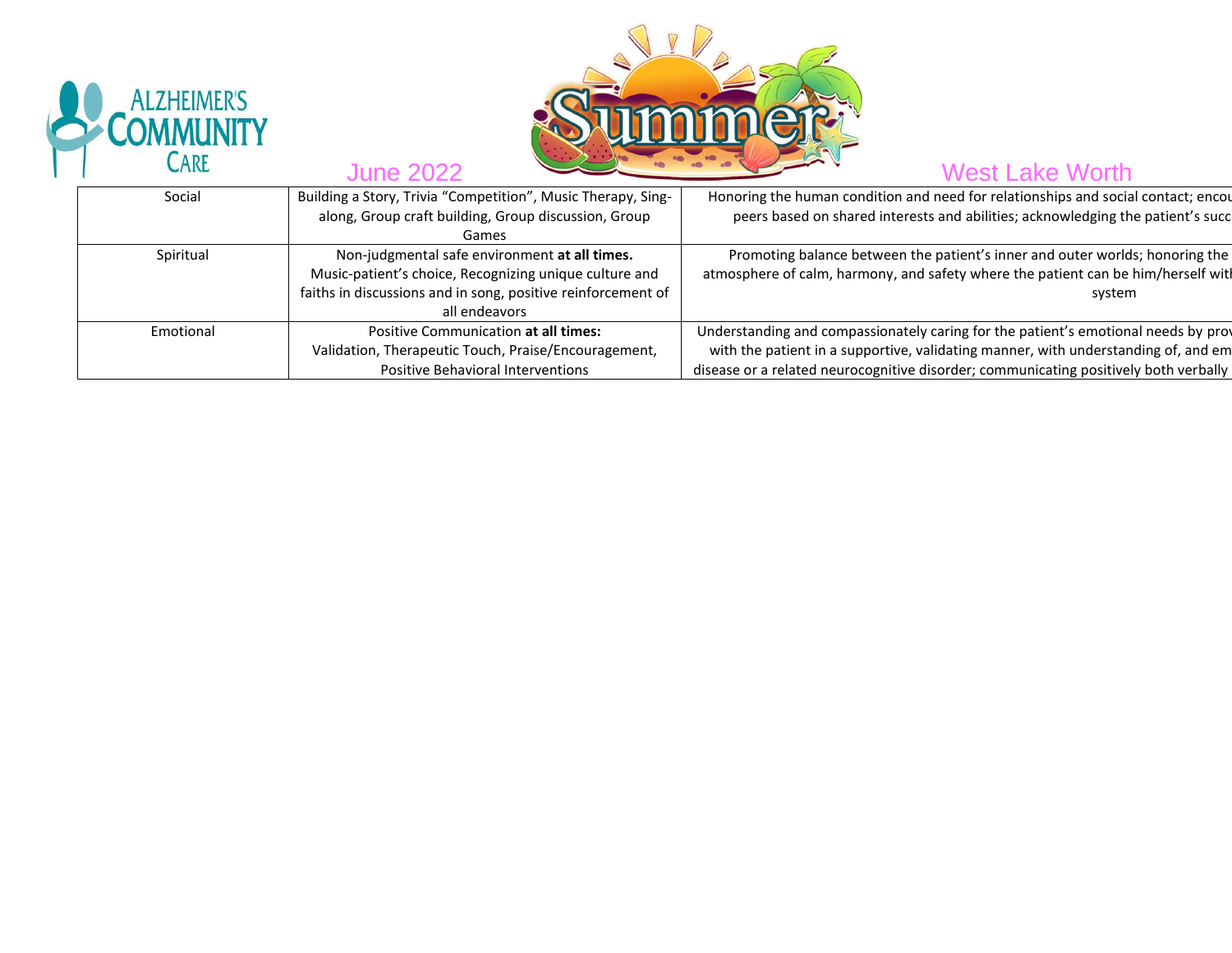June 2022 West Lake Worth

| | | |
|---|---|---|
| Social | Building a Story, Trivia “Competition”, Music Therapy, Sing-along, Group craft building, Group discussion, Group Games | Honoring the human condition and need for relationships and social contact; encou peers based on shared interests and abilities; acknowledging the patient’s succ |
| Spiritual | Non-judgmental safe environment **at all times.** Music-patient’s choice, Recognizing unique culture and faiths in discussions and in song, positive reinforcement of all endeavors | Promoting balance between the patient’s inner and outer worlds; honoring the atmosphere of calm, harmony, and safety where the patient can be him/herself wit system |
| Emotional | Positive Communication **at all times:** Validation, Therapeutic Touch, Praise/Encouragement, Positive Behavioral Interventions | Understanding and compassionately caring for the patient’s emotional needs by prov with the patient in a supportive, validating manner, with understanding of, and em disease or a related neurocognitive disorder; communicating positively both verbally |